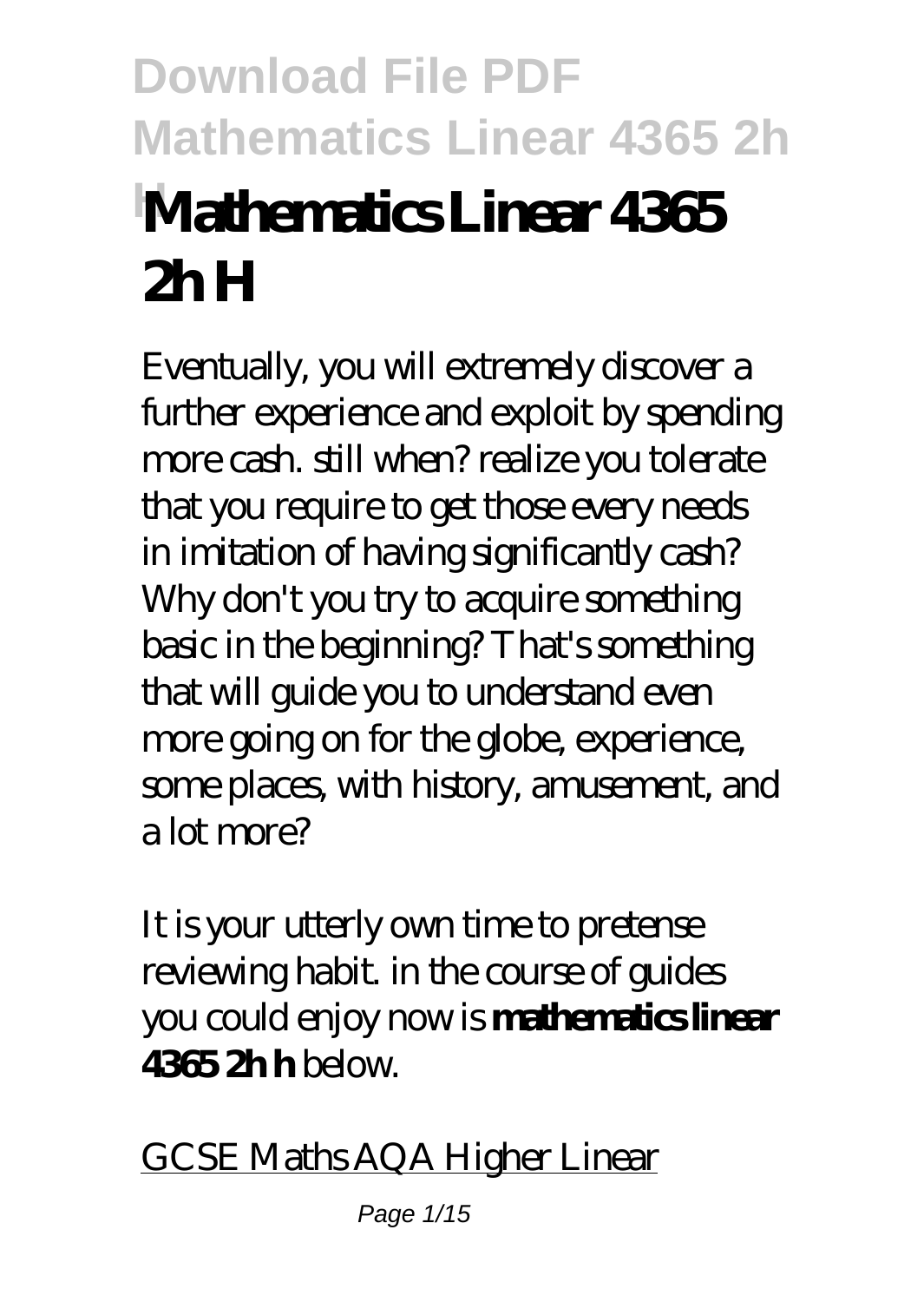# Mathematics Linear 4365 2h H

Eventually, you will extremely discover a further experience and exploit by spending more cash. still when? realize you tolerate that you require to get those every needs in imitation of having significantly cash? Why don't you try to acquire something basic in the beginning? That's something that will guide you to understand even more going on for the globe, experience, some places, with history, amusement, and a lot more?

It is your utterly own time to pretense reviewing habit. in the course of guides you could enjoy now is **mathematics linear 4365 2h h** below.

GCSE Maths AQA Higher Linear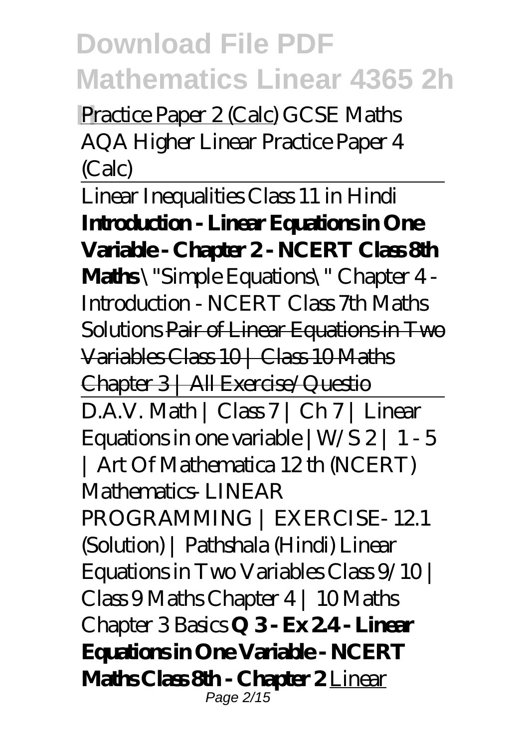Practice Paper 2 (Calc) *GCSE Maths AQA Higher Linear Practice Paper 4 (Calc)*

Linear Inequalities Class 11 in Hindi **Introduction - Linear Equations in One Variable - Chapter 2 - NCERT Class 8th Maths** *\"Simple Equations\" Chapter 4 - Introduction - NCERT Class 7th Maths Solutions* ~~Pair of Linear Equations in Two Variables Class 10 | Class 10 Maths Chapter 3 | All Exercise/Questio~~

D.A.V. Math | Class 7 | Ch 7 | Linear Equations in one variable |W/S 2 | 1 - 5 | Art Of Mathematica *12 th (NCERT) Mathematics- LINEAR PROGRAMMING | EXERCISE- 12.1 (Solution) | Pathshala (Hindi)* *Linear Equations in Two Variables Class 9/10 | Class 9 Maths Chapter 4 | 10 Maths Chapter 3 Basics* **Q 3 - Ex 2.4 - Linear Equations in One Variable - NCERT Maths Class 8th - Chapter 2** Linear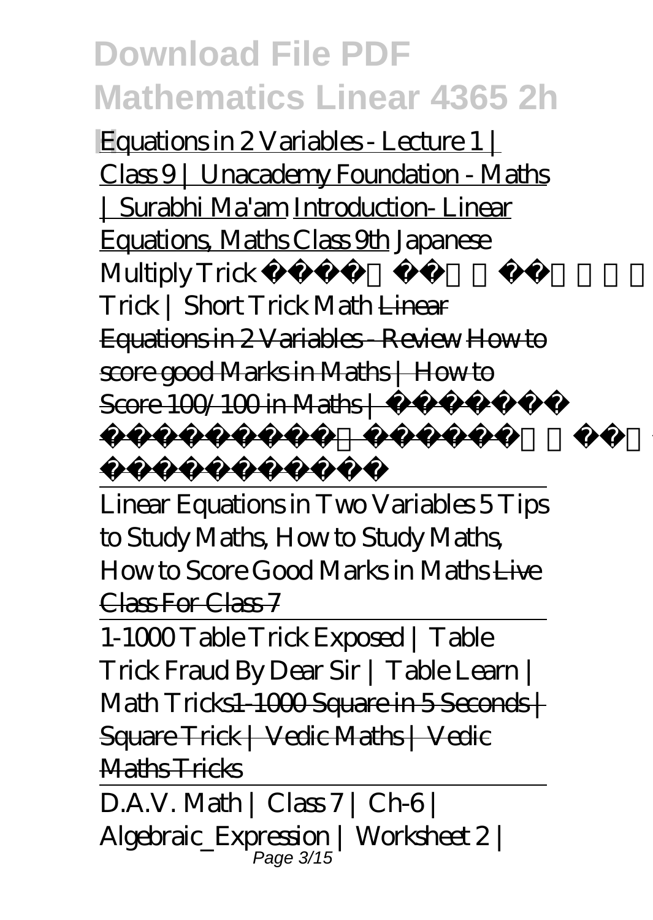**H** Equations in 2 Variables - Lecture 1 | Class 9 | Unacademy Foundation - Maths | Surabhi Ma'am Introduction- Linear Equations, Maths Class 9th *Japanese Multiply Trick 10 Sec Multiplication Trick | Short Trick Math* ~~Linear Equations in 2 Variables - Review~~ ~~How to score good Marks in Maths | How to Score 100/100 in Maths |~~

Linear Equations in Two Variables *5 Tips to Study Maths, How to Study Maths, How to Score Good Marks in Maths* ~~Live Class For Class 7~~

*1-1000 Table Trick Exposed | Table Trick Fraud By Dear Sir | Table Learn | Math Tricks* ~~1-1000 Square in 5 Seconds | Square Trick | Vedic Maths | Vedic Maths Tricks~~

*D.A.V. Math | Class 7 | Ch-6 | Algebraic_Expression | Worksheet 2 |*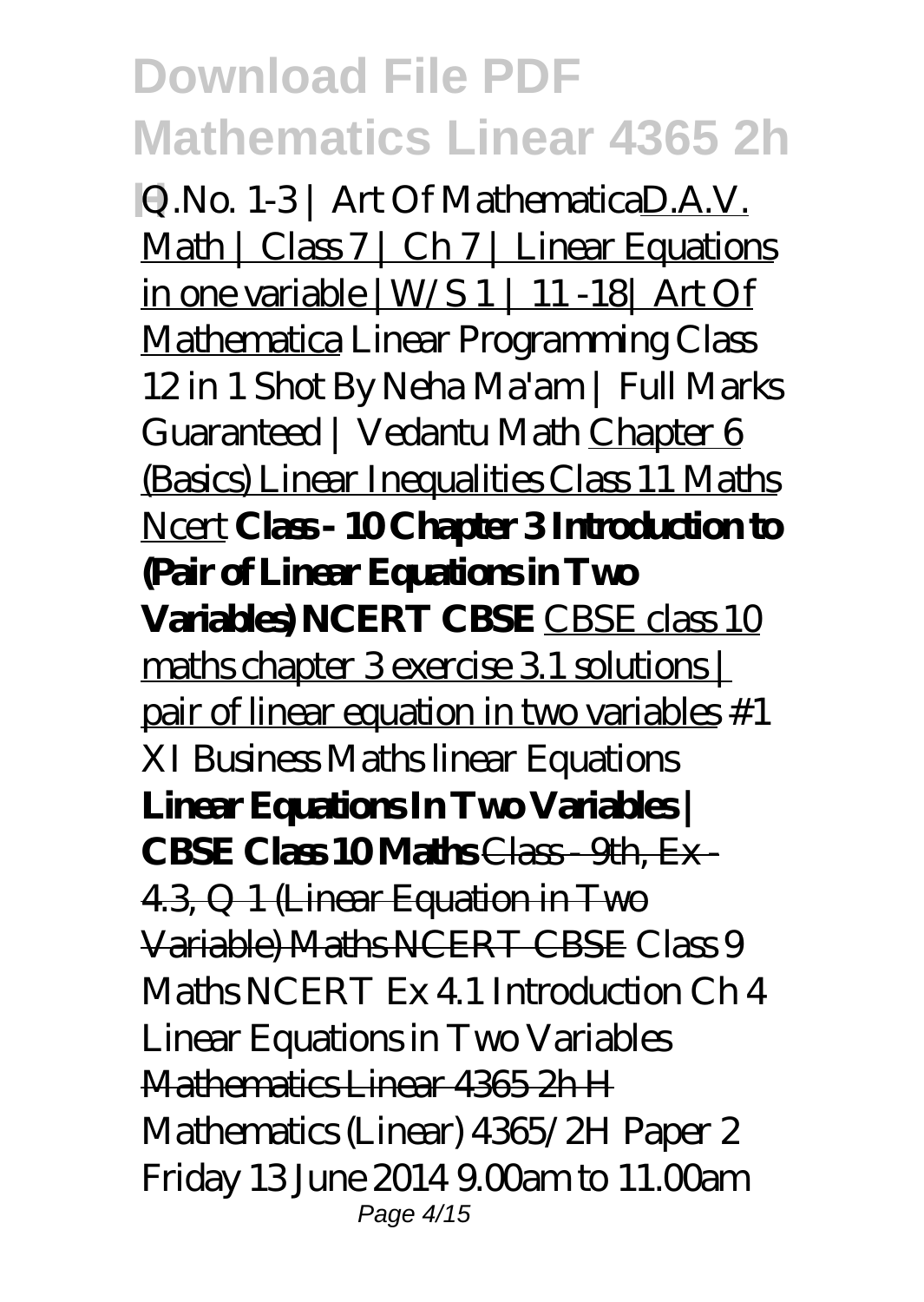H Q.No. 1-3 | Art Of MathematicaD.A.V. Math | Class 7 | Ch 7 | Linear Equations in one variable |W/S 1 | 11 -18| Art Of Mathematica *Linear Programming Class 12 in 1 Shot By Neha Ma'am | Full Marks Guaranteed | Vedantu Math* Chapter 6 (Basics) Linear Inequalities Class 11 Maths Ncert **Class - 10 Chapter 3 Introduction to (Pair of Linear Equations in Two Variables) NCERT CBSE** CBSE class 10 maths chapter 3 exercise 3.1 solutions | pair of linear equation in two variables *#1 XI Business Maths linear Equations* **Linear Equations In Two Variables | CBSE Class 10 Maths** ~~Class - 9th, Ex - 4.3, Q 1 (Linear Equation in Two Variable) Maths NCERT CBSE~~ *Class 9 Maths NCERT Ex 4.1 Introduction Ch 4 Linear Equations in Two Variables*

~~Mathematics Linear 4365 2h H~~

Mathematics (Linear) 4365/2H Paper 2 Friday 13 June 2014 9.00am to 11.00am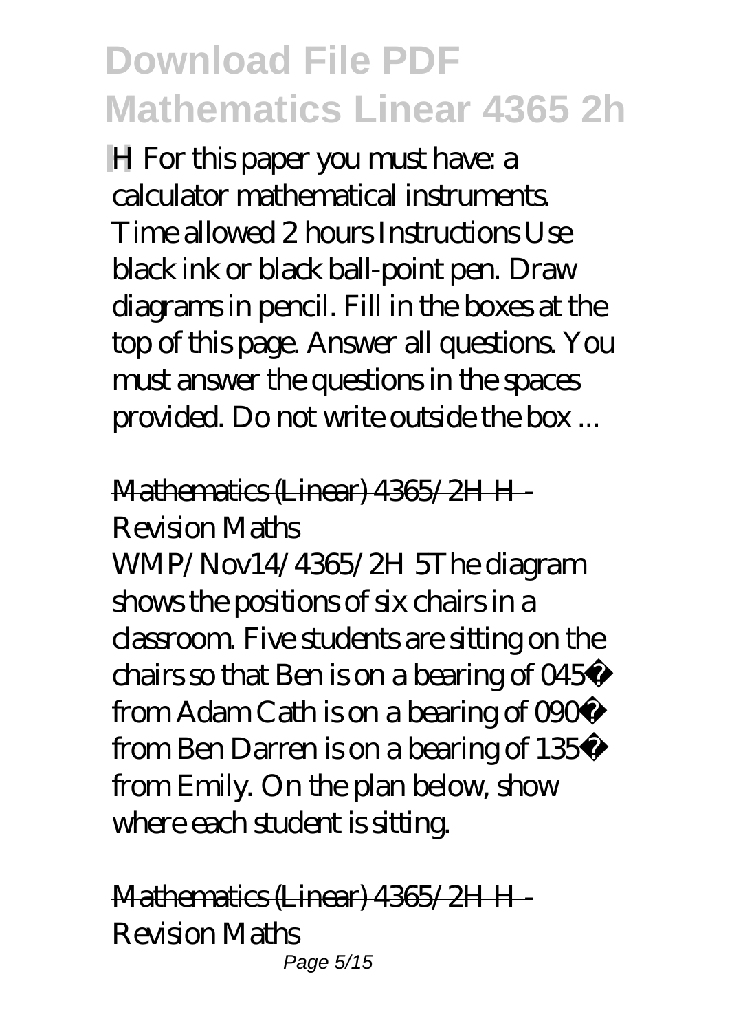H For this paper you must have: a calculator mathematical instruments. Time allowed 2 hours Instructions Use black ink or black ball-point pen. Draw diagrams in pencil. Fill in the boxes at the top of this page. Answer all questions. You must answer the questions in the spaces provided. Do not write outside the box ...

Mathematics (Linear) 4365/2H H - Revision Maths

WMP/Nov14/4365/2H 5The diagram shows the positions of six chairs in a classroom. Five students are sitting on the chairs so that Ben is on a bearing of 045° from Adam Cath is on a bearing of 090° from Ben Darren is on a bearing of 135° from Emily. On the plan below, show where each student is sitting.

Mathematics (Linear) 4365/2H H - Revision Maths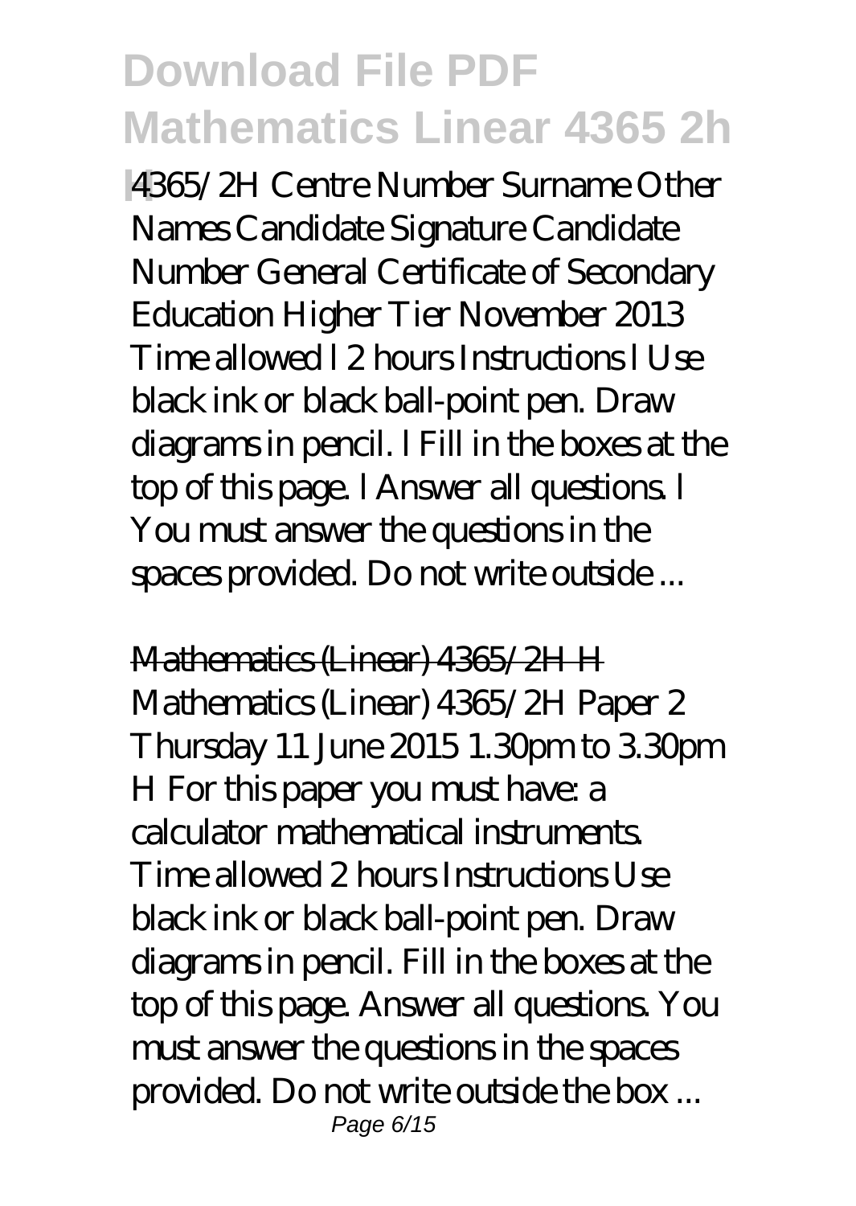4365/2H Centre Number Surname Other Names Candidate Signature Candidate Number General Certificate of Secondary Education Higher Tier November 2013 Time allowed l 2 hours Instructions l Use black ink or black ball-point pen. Draw diagrams in pencil. l Fill in the boxes at the top of this page. l Answer all questions. l You must answer the questions in the spaces provided. Do not write outside ...

Mathematics (Linear) 4365/2H H

Mathematics (Linear) 4365/2H Paper 2 Thursday 11 June 2015 1.30pm to 3.30pm H For this paper you must have: a calculator mathematical instruments. Time allowed 2 hours Instructions Use black ink or black ball-point pen. Draw diagrams in pencil. Fill in the boxes at the top of this page. Answer all questions. You must answer the questions in the spaces provided. Do not write outside the box ...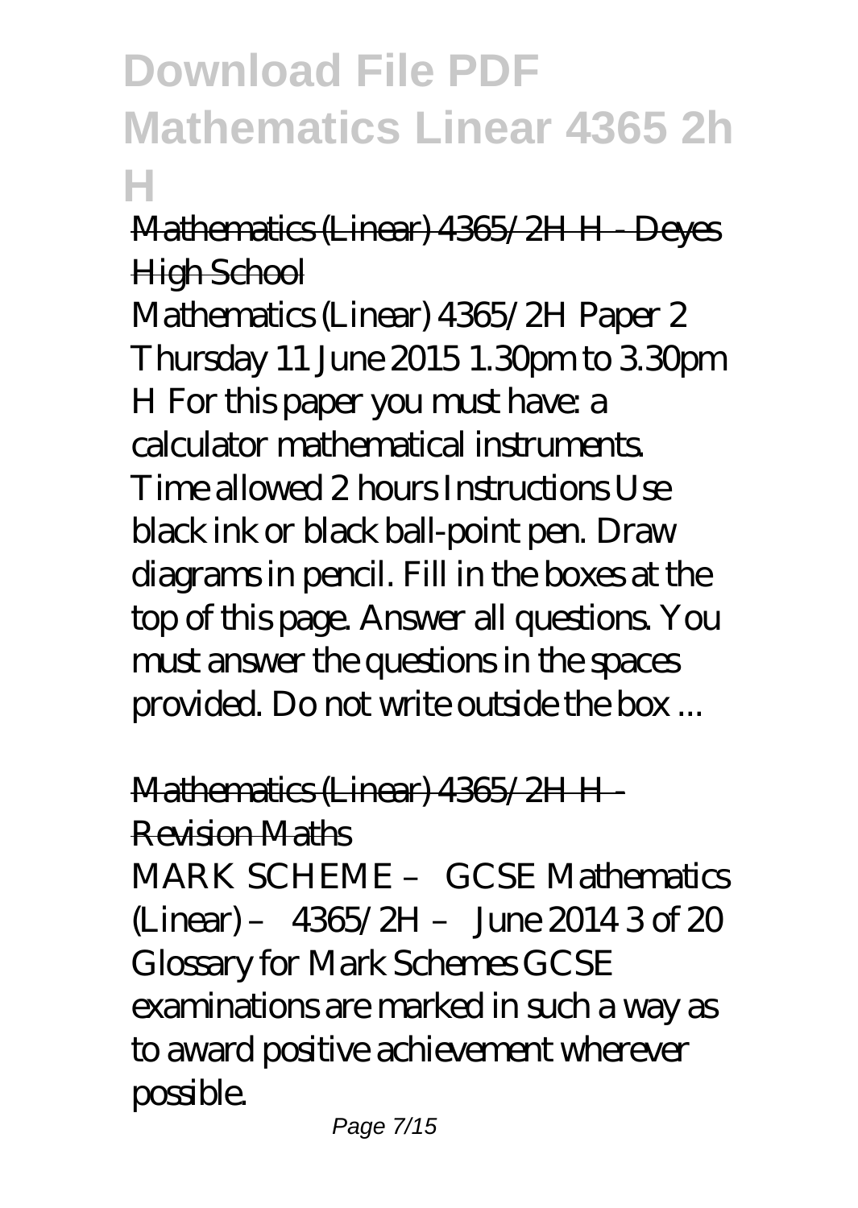# Download File PDF Mathematics Linear 4365 2h H

Mathematics (Linear) 4365/2H H - Deyes High School

Mathematics (Linear) 4365/2H Paper 2 Thursday 11 June 2015 1.30pm to 3.30pm H For this paper you must have: a calculator mathematical instruments. Time allowed 2 hours Instructions Use black ink or black ball-point pen. Draw diagrams in pencil. Fill in the boxes at the top of this page. Answer all questions. You must answer the questions in the spaces provided. Do not write outside the box ...

Mathematics (Linear) 4365/2H H - Revision Maths

MARK SCHEME – GCSE Mathematics (Linear) – 4365/2H – June 2014 3 of 20 Glossary for Mark Schemes GCSE examinations are marked in such a way as to award positive achievement wherever possible.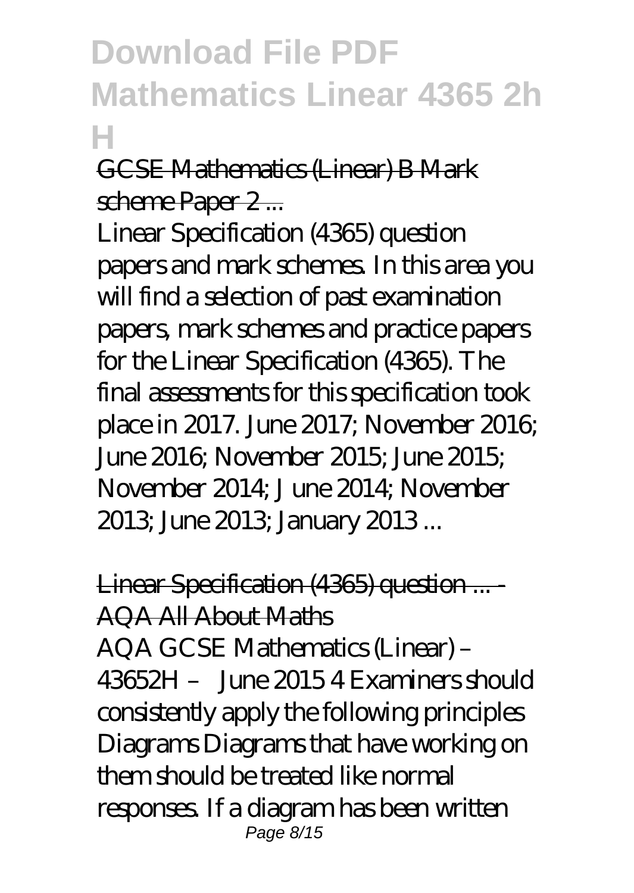GCSE Mathematics (Linear) B Mark scheme Paper 2 ...

Linear Specification (4365) question papers and mark schemes. In this area you will find a selection of past examination papers, mark schemes and practice papers for the Linear Specification (4365). The final assessments for this specification took place in 2017. June 2017; November 2016; June 2016; November 2015; June 2015; November 2014; J une 2014; November 2013; June 2013; January 2013 ...

Linear Specification (4365) question ... - AQA All About Maths

AQA GCSE Mathematics (Linear) – 43652H – June 2015 4 Examiners should consistently apply the following principles Diagrams Diagrams that have working on them should be treated like normal responses. If a diagram has been written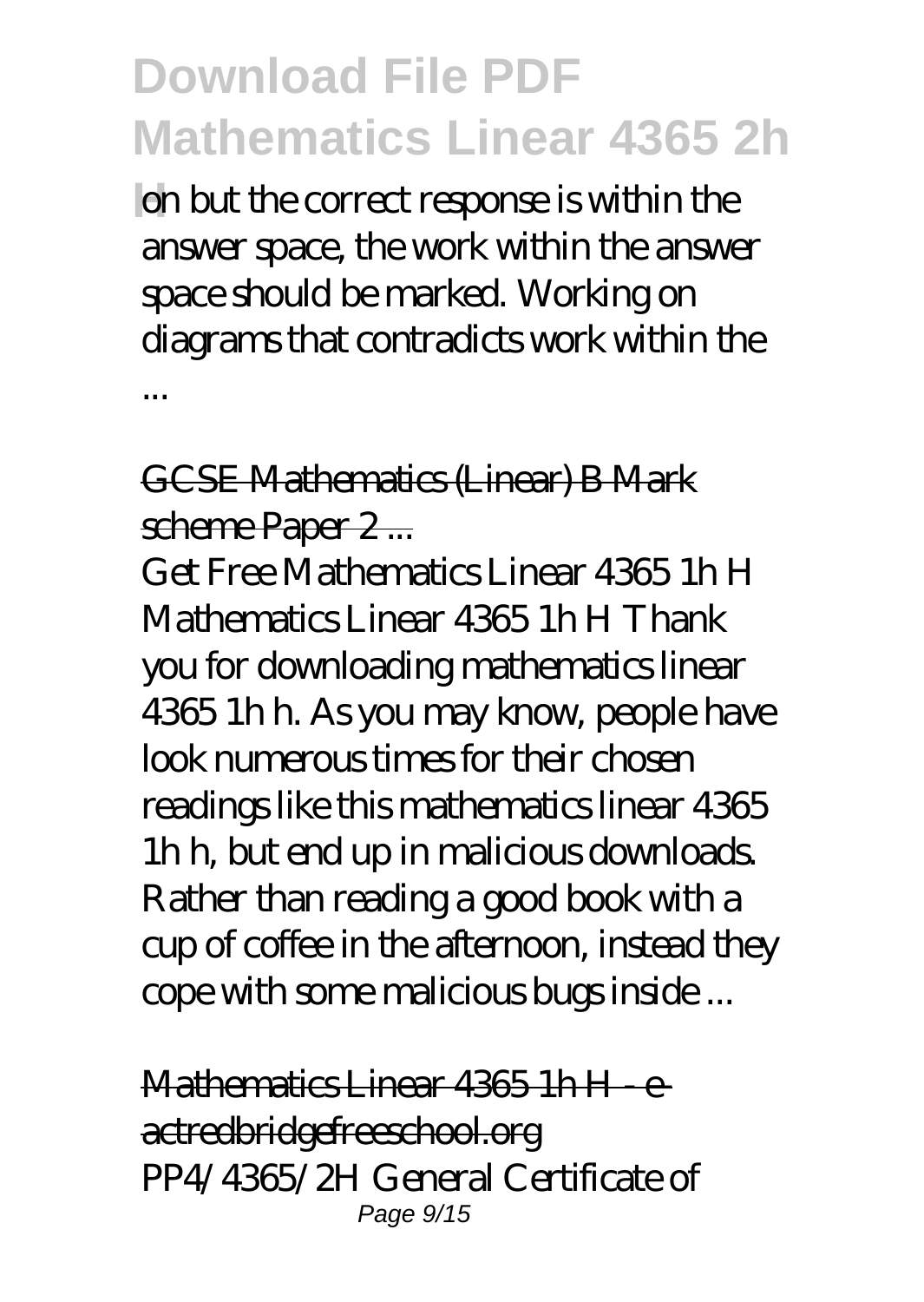on but the correct response is within the answer space, the work within the answer space should be marked. Working on diagrams that contradicts work within the ...

GCSE Mathematics (Linear) B Mark scheme Paper 2 ...

Get Free Mathematics Linear 4365 1h H Mathematics Linear 4365 1h H Thank you for downloading mathematics linear 4365 1h h. As you may know, people have look numerous times for their chosen readings like this mathematics linear 4365 1h h, but end up in malicious downloads. Rather than reading a good book with a cup of coffee in the afternoon, instead they cope with some malicious bugs inside ...

Mathematics Linear 4365 1h H - e-actredbridgefreeschool.org

PP4/4365/2H General Certificate of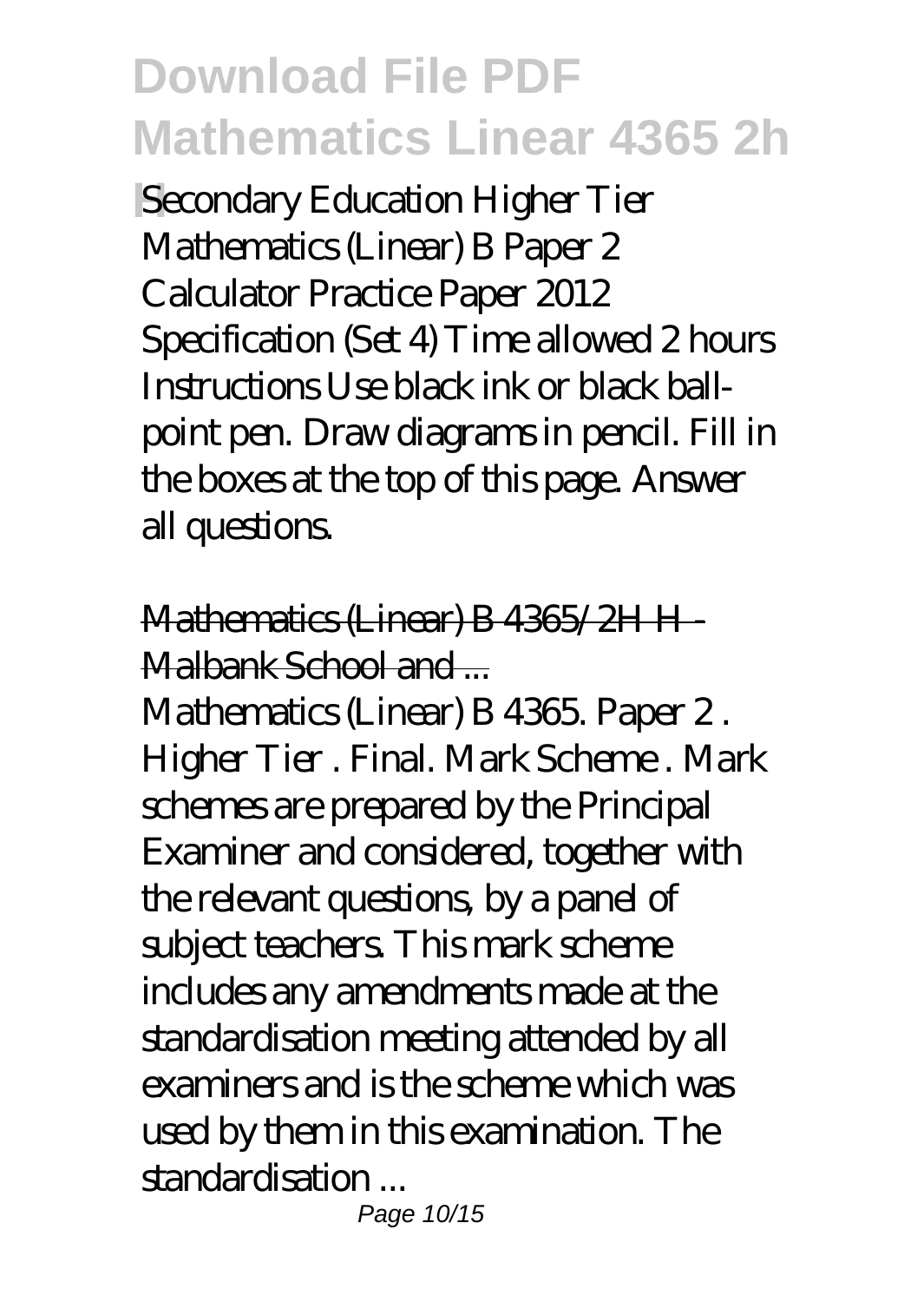Secondary Education Higher Tier Mathematics (Linear) B Paper 2 Calculator Practice Paper 2012 Specification (Set 4) Time allowed 2 hours Instructions Use black ink or black ball-point pen. Draw diagrams in pencil. Fill in the boxes at the top of this page. Answer all questions.

Mathematics (Linear) B 4365/2H H - Malbank School and ...

Mathematics (Linear) B 4365. Paper 2 . Higher Tier . Final. Mark Scheme . Mark schemes are prepared by the Principal Examiner and considered, together with the relevant questions, by a panel of subject teachers. This mark scheme includes any amendments made at the standardisation meeting attended by all examiners and is the scheme which was used by them in this examination. The standardisation ...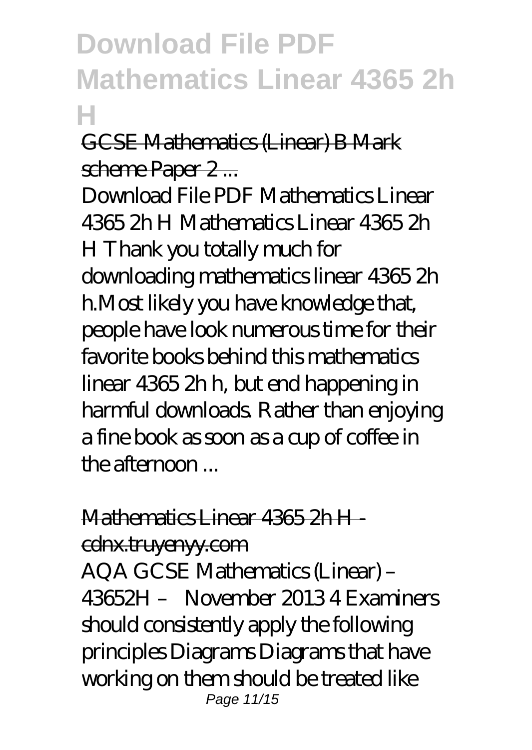GCSE Mathematics (Linear) B Mark scheme Paper 2 ...

Download File PDF Mathematics Linear 4365 2h H Mathematics Linear 4365 2h H Thank you totally much for downloading mathematics linear 4365 2h h.Most likely you have knowledge that, people have look numerous time for their favorite books behind this mathematics linear 4365 2h h, but end happening in harmful downloads. Rather than enjoying a fine book as soon as a cup of coffee in the afternoon ...

Mathematics Linear 4365 2h H - cdnx.truyenyy.com

AQA GCSE Mathematics (Linear) – 43652H – November 2013 4 Examiners should consistently apply the following principles Diagrams Diagrams that have working on them should be treated like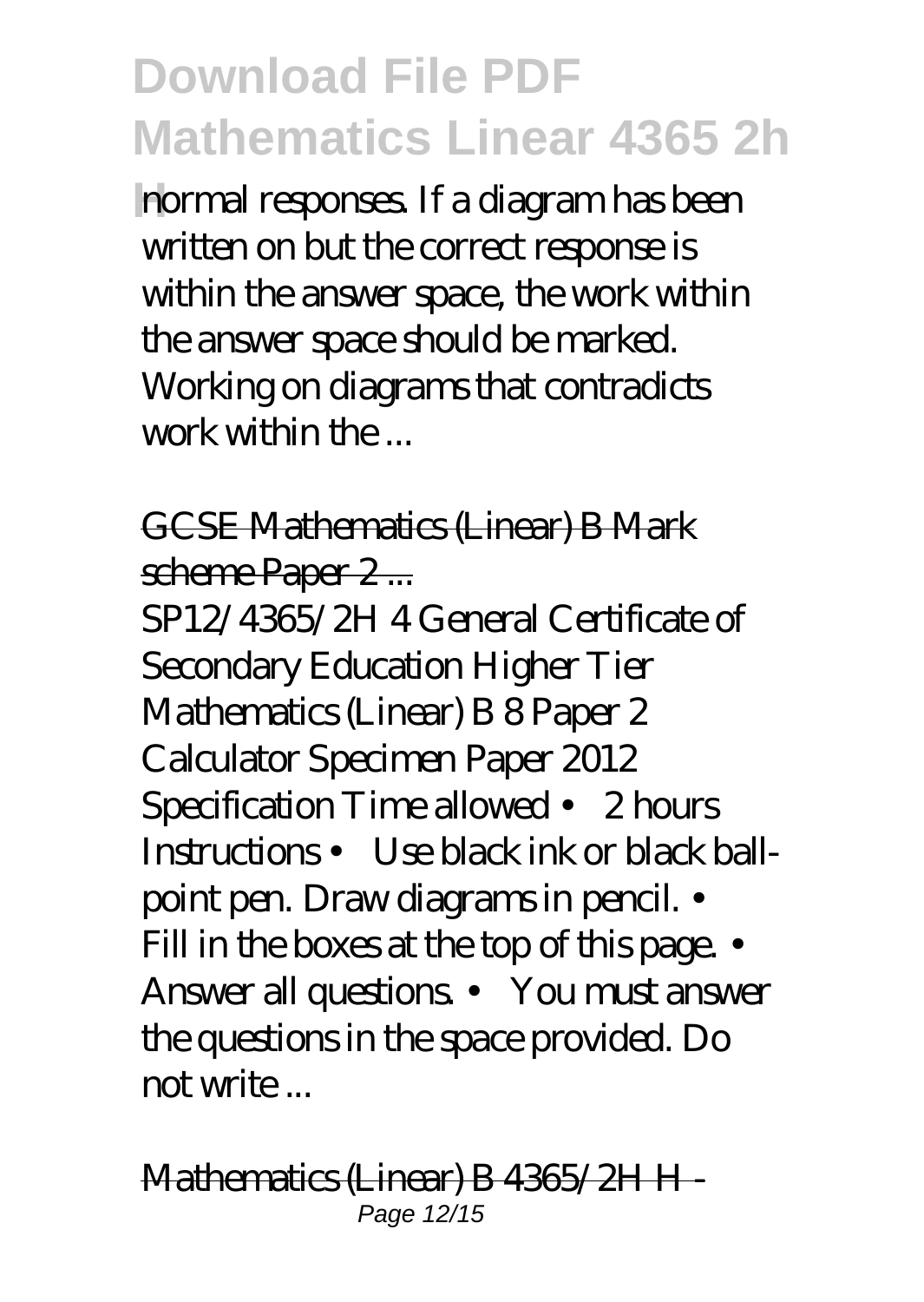normal responses. If a diagram has been written on but the correct response is within the answer space, the work within the answer space should be marked. Working on diagrams that contradicts work within the ...

GCSE Mathematics (Linear) B Mark scheme Paper 2 ...

SP12/4365/2H 4 General Certificate of Secondary Education Higher Tier Mathematics (Linear) B 8 Paper 2 Calculator Specimen Paper 2012 Specification Time allowed • 2 hours Instructions • Use black ink or black ball-point pen. Draw diagrams in pencil. • Fill in the boxes at the top of this page. • Answer all questions. • You must answer the questions in the space provided. Do not write ...

Mathematics (Linear) B 4365/2H H -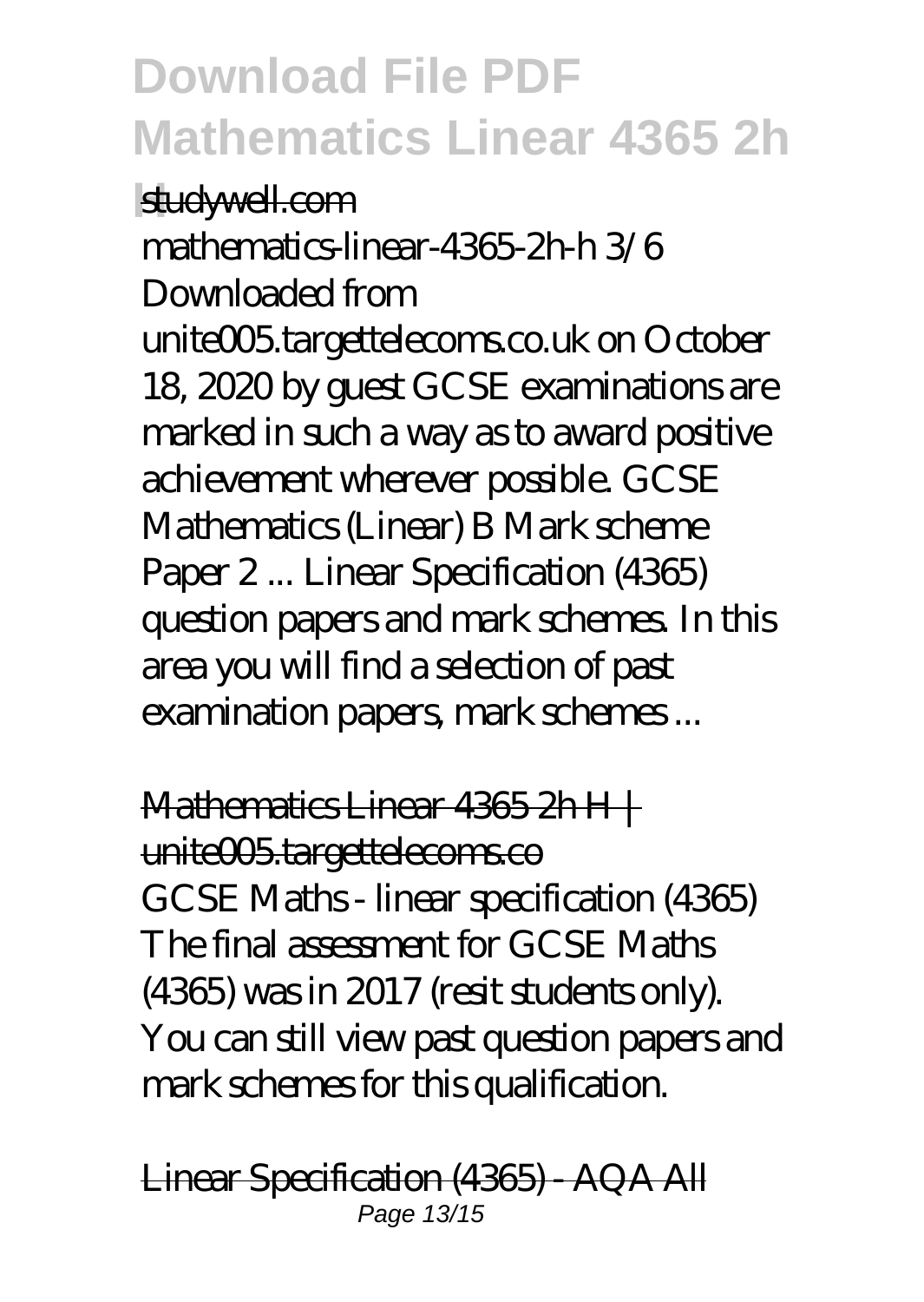studywell.com

mathematics-linear-4365-2h-h 3/6
Downloaded from
unite005.targettelecoms.co.uk on October 18, 2020 by guest GCSE examinations are marked in such a way as to award positive achievement wherever possible. GCSE Mathematics (Linear) B Mark scheme Paper 2 ... Linear Specification (4365) question papers and mark schemes. In this area you will find a selection of past examination papers, mark schemes ...

Mathematics Linear 4365 2h H | unite005.targettelecoms.co

GCSE Maths - linear specification (4365) The final assessment for GCSE Maths (4365) was in 2017 (resit students only). You can still view past question papers and mark schemes for this qualification.

Linear Specification (4365) - AQA All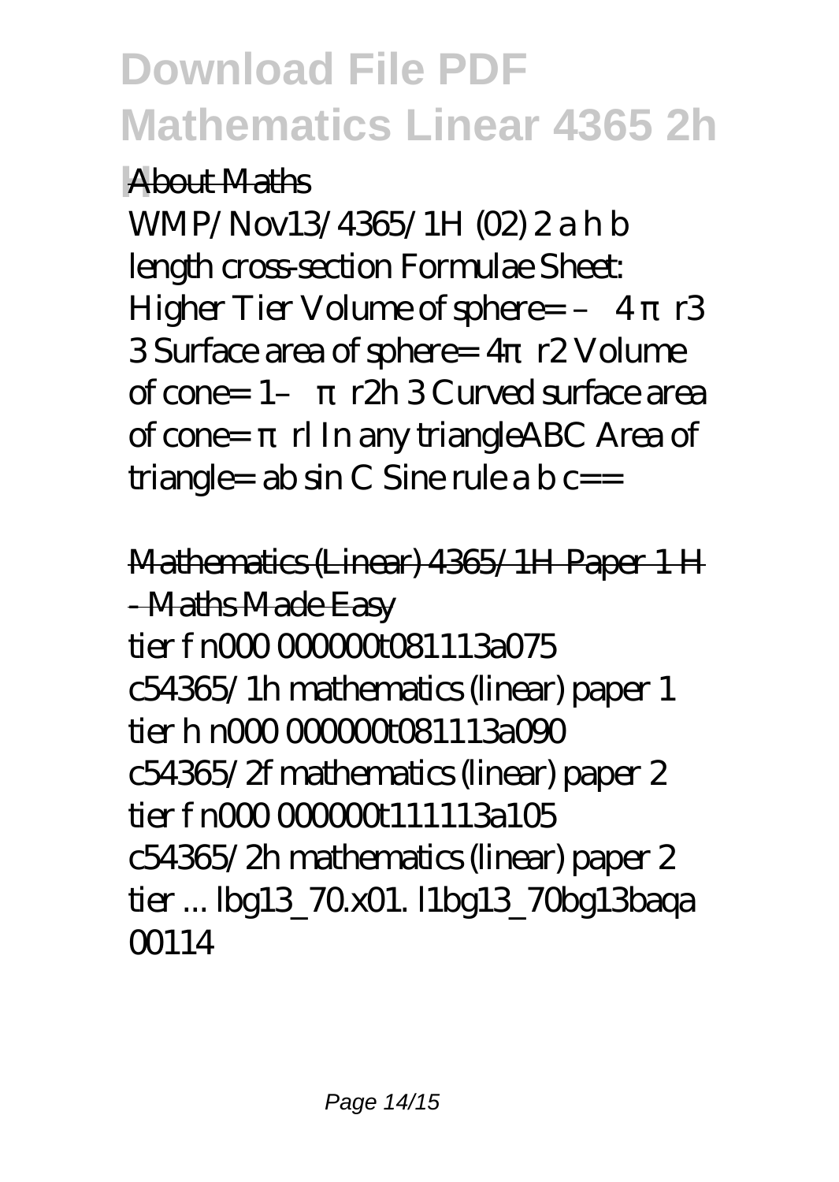About Maths

WMP/Nov13/4365/1H (02) 2 a h b length cross-section Formulae Sheet: Higher Tier Volume of sphere= – 4 π r3 3 Surface area of sphere= 4π r2 Volume of cone= 1– π r2h 3 Curved surface area of cone= π rl In any triangleABC Area of triangle= ab sin C Sine rule a b c==

Mathematics (Linear) 4365/1H Paper 1 H - Maths Made Easy

tier f n000 000000t081113a075 c54365/1h mathematics (linear) paper 1 tier h n000 000000t081113a090 c54365/2f mathematics (linear) paper 2 tier f n000 000000t111113a105 c54365/2h mathematics (linear) paper 2 tier ... lbg13_70.x01. l1bg13_70bg13baqa 00114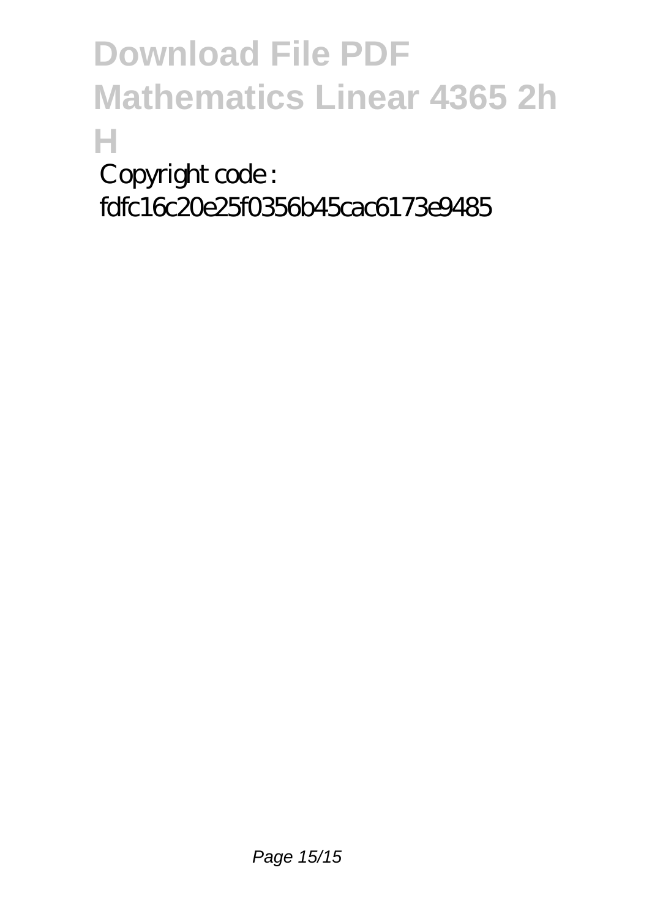Copyright code : fdfc16c20e25f0356b45cac6173e9485